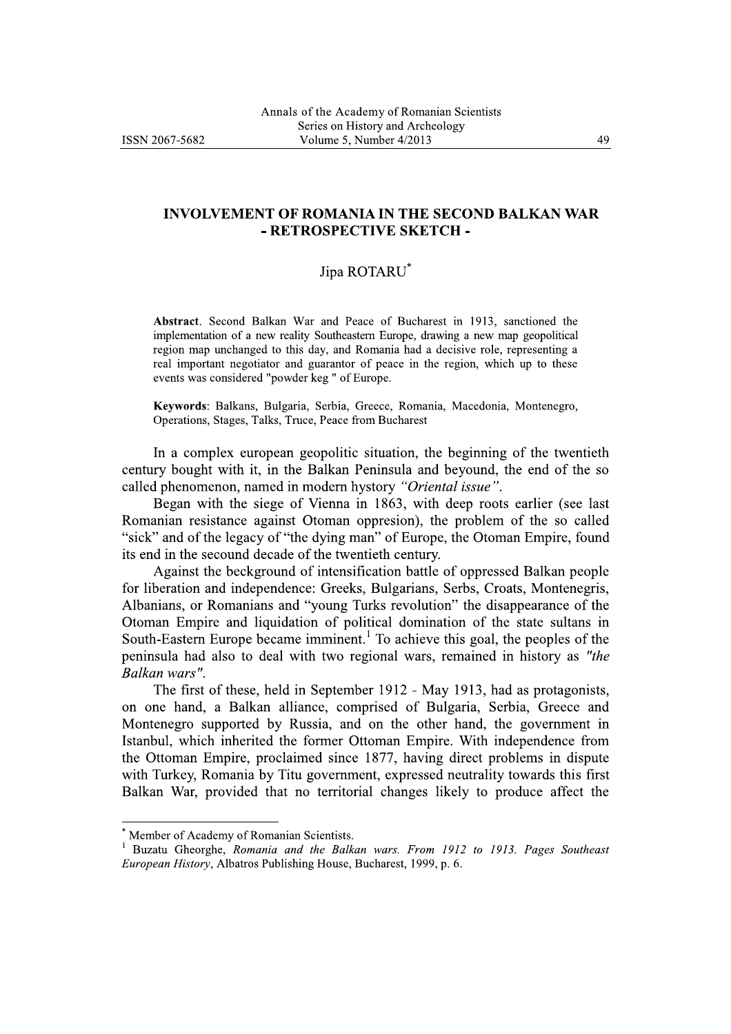# INVOLVEMENT OF ROMANIA IN THE SECOND BALKAN WAR - RETROSPECTIVE SKETCH -

Jipa ROTARU*

**Abstract**. Second Balkan War and Peace of Bucharest in 1913, sanctioned the implementation of a new reality Southeastern Europe, drawing a new map geopolitical region map unchanged to this day, and Romania had a decisive role, representing a real important negotiator and guarantor of peace in the region, which up to these events was considered "powder keg " of Europe.

**Keywords**: Balkans, Bulgaria, Serbia, Greece, Romania, Macedonia, Montenegro, Operations, Stages, Talks, Truce, Peace from Bucharest

In a complex european geopolitic situation, the beginning of the twentieth century bought with it, in the Balkan Peninsula and beyound, the end of the so called phenomenon, named in modern hystory *"Oriental issue"*.

Began with the siege of Vienna in 1863, with deep roots earlier (see last Romanian resistance against Otoman oppresion), the problem of the so called "sick" and of the legacy of "the dying man" of Europe, the Otoman Empire, found its end in the secound decade of the twentieth century.

Against the beckground of intensification battle of oppressed Balkan people for liberation and independence: Greeks, Bulgarians, Serbs, Croats, Montenegris, Albanians, or Romanians and "young Turks revolution" the disappearance of the Otoman Empire and liquidation of political domination of the state sultans in South-Eastern Europe became imminent.[1] To achieve this goal, the peoples of the peninsula had also to deal with two regional wars, remained in history as *"the Balkan wars"*.

The first of these, held in September 1912 - May 1913, had as protagonists, on one hand, a Balkan alliance, comprised of Bulgaria, Serbia, Greece and Montenegro supported by Russia, and on the other hand, the government in Istanbul, which inherited the former Ottoman Empire. With independence from the Ottoman Empire, proclaimed since 1877, having direct problems in dispute with Turkey, Romania by Titu government, expressed neutrality towards this first Balkan War, provided that no territorial changes likely to produce affect the

---

* Member of Academy of Romanian Scientists.

[1] Buzatu Gheorghe, *Romania and the Balkan wars. From 1912 to 1913. Pages Southeast European History*, Albatros Publishing House, Bucharest, 1999, p. 6.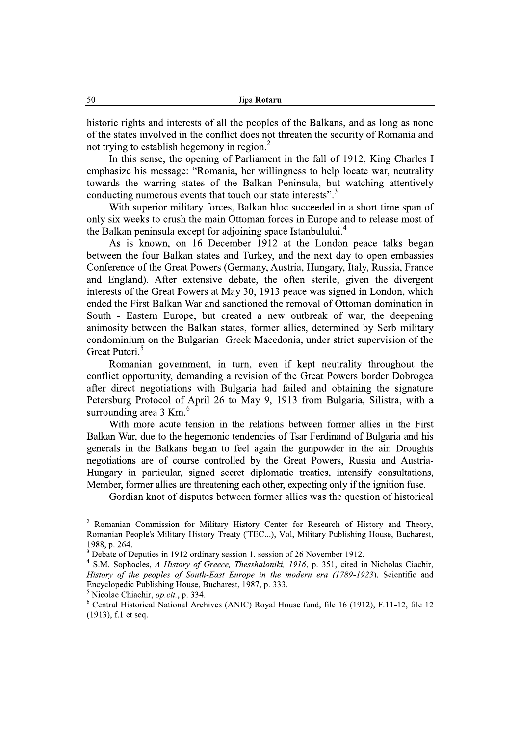historic rights and interests of all the peoples of the Balkans, and as long as none of the states involved in the conflict does not threaten the security of Romania and not trying to establish hegemony in region.[2]

In this sense, the opening of Parliament in the fall of 1912, King Charles I emphasize his message: "Romania, her willingness to help locate war, neutrality towards the warring states of the Balkan Peninsula, but watching attentively conducting numerous events that touch our state interests".[3]

With superior military forces, Balkan bloc succeeded in a short time span of only six weeks to crush the main Ottoman forces in Europe and to release most of the Balkan peninsula except for adjoining space Istanbulului.[4]

As is known, on 16 December 1912 at the London peace talks began between the four Balkan states and Turkey, and the next day to open embassies Conference of the Great Powers (Germany, Austria, Hungary, Italy, Russia, France and England). After extensive debate, the often sterile, given the divergent interests of the Great Powers at May 30, 1913 peace was signed in London, which ended the First Balkan War and sanctioned the removal of Ottoman domination in South - Eastern Europe, but created a new outbreak of war, the deepening animosity between the Balkan states, former allies, determined by Serb military condominium on the Bulgarian- Greek Macedonia, under strict supervision of the Great Puteri.[5]

Romanian government, in turn, even if kept neutrality throughout the conflict opportunity, demanding a revision of the Great Powers border Dobrogea after direct negotiations with Bulgaria had failed and obtaining the signature Petersburg Protocol of April 26 to May 9, 1913 from Bulgaria, Silistra, with a surrounding area 3 Km.[6]

With more acute tension in the relations between former allies in the First Balkan War, due to the hegemonic tendencies of Tsar Ferdinand of Bulgaria and his generals in the Balkans began to feel again the gunpowder in the air. Droughts negotiations are of course controlled by the Great Powers, Russia and Austria-Hungary in particular, signed secret diplomatic treaties, intensify consultations, Member, former allies are threatening each other, expecting only if the ignition fuse.

Gordian knot of disputes between former allies was the question of historical

---

[2] Romanian Commission for Military History Center for Research of History and Theory, Romanian People's Military History Treaty ('TEC...), Vol, Military Publishing House, Bucharest, 1988, p. 264.

[3] Debate of Deputies in 1912 ordinary session 1, session of 26 November 1912.

[4] S.M. Sophocles, *A History of Greece, Thesshaloniki, 1916*, p. 351, cited in Nicholas Ciachir, *History of the peoples of South-East Europe in the modern era (1789-1923)*, Scientific and Encyclopedic Publishing House, Bucharest, 1987, p. 333.

[5] Nicolae Chiachir, *op.cit.*, p. 334.

[6] Central Historical National Archives (ANIC) Royal House fund, file 16 (1912), F.11-12, file 12 (1913), f.1 et seq.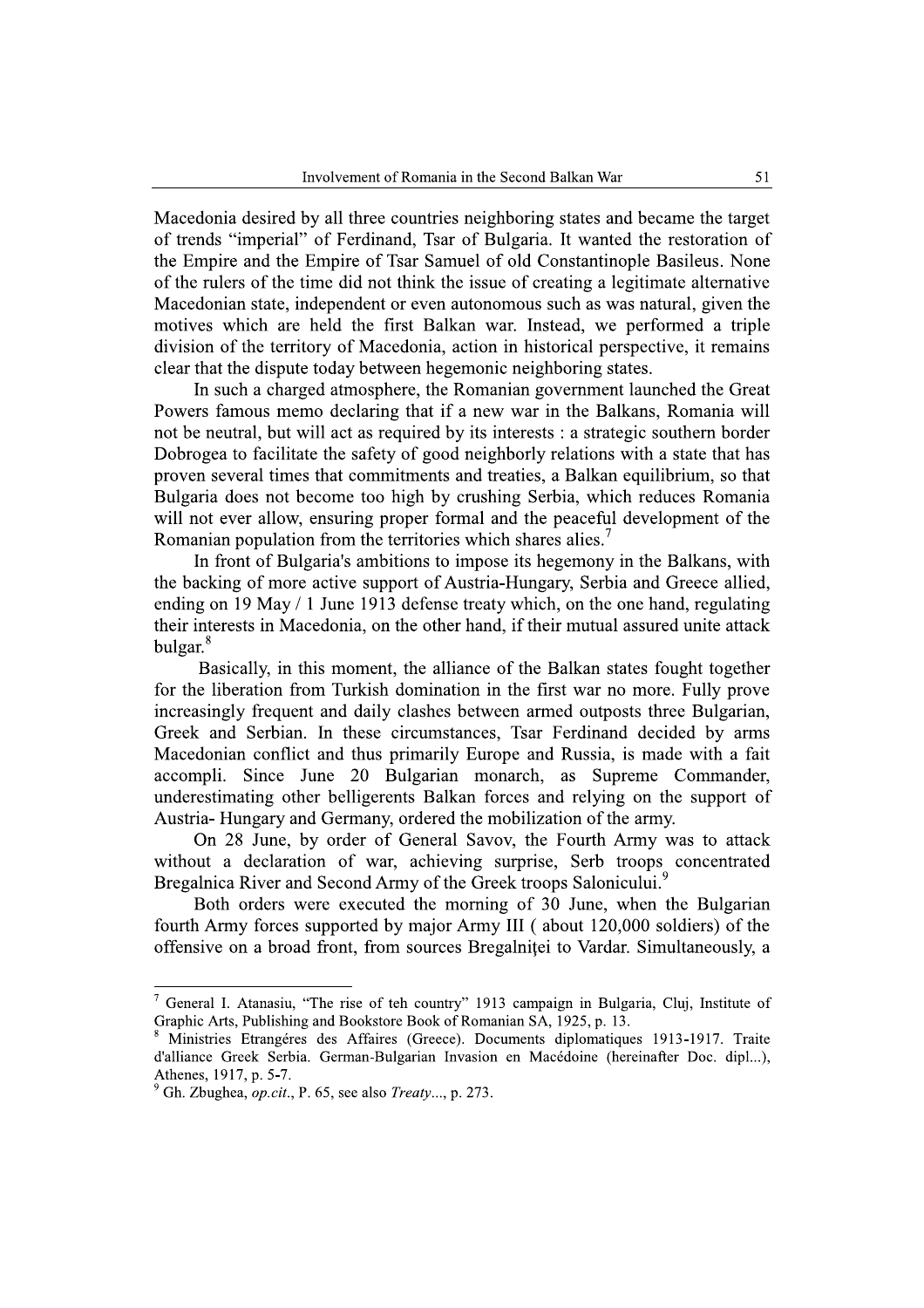Macedonia desired by all three countries neighboring states and became the target of trends "imperial" of Ferdinand, Tsar of Bulgaria. It wanted the restoration of the Empire and the Empire of Tsar Samuel of old Constantinople Basileus. None of the rulers of the time did not think the issue of creating a legitimate alternative Macedonian state, independent or even autonomous such as was natural, given the motives which are held the first Balkan war. Instead, we performed a triple division of the territory of Macedonia, action in historical perspective, it remains clear that the dispute today between hegemonic neighboring states.

In such a charged atmosphere, the Romanian government launched the Great Powers famous memo declaring that if a new war in the Balkans, Romania will not be neutral, but will act as required by its interests : a strategic southern border Dobrogea to facilitate the safety of good neighborly relations with a state that has proven several times that commitments and treaties, a Balkan equilibrium, so that Bulgaria does not become too high by crushing Serbia, which reduces Romania will not ever allow, ensuring proper formal and the peaceful development of the Romanian population from the territories which shares alies.[7]

In front of Bulgaria's ambitions to impose its hegemony in the Balkans, with the backing of more active support of Austria-Hungary, Serbia and Greece allied, ending on 19 May / 1 June 1913 defense treaty which, on the one hand, regulating their interests in Macedonia, on the other hand, if their mutual assured unite attack bulgar.[8]

Basically, in this moment, the alliance of the Balkan states fought together for the liberation from Turkish domination in the first war no more. Fully prove increasingly frequent and daily clashes between armed outposts three Bulgarian, Greek and Serbian. In these circumstances, Tsar Ferdinand decided by arms Macedonian conflict and thus primarily Europe and Russia, is made with a fait accompli. Since June 20 Bulgarian monarch, as Supreme Commander, underestimating other belligerents Balkan forces and relying on the support of Austria- Hungary and Germany, ordered the mobilization of the army.

On 28 June, by order of General Savov, the Fourth Army was to attack without a declaration of war, achieving surprise, Serb troops concentrated Bregalnica River and Second Army of the Greek troops Salonicului.[9]

Both orders were executed the morning of 30 June, when the Bulgarian fourth Army forces supported by major Army III ( about 120,000 soldiers) of the offensive on a broad front, from sources Bregalniţei to Vardar. Simultaneously, a

---

[7] General I. Atanasiu, "The rise of teh country" 1913 campaign in Bulgaria, Cluj, Institute of Graphic Arts, Publishing and Bookstore Book of Romanian SA, 1925, p. 13.

[8] Ministries Etrangéres des Affaires (Greece). Documents diplomatiques 1913-1917. Traite d'alliance Greek Serbia. German-Bulgarian Invasion en Macédoine (hereinafter Doc. dipl...), Athenes, 1917, p. 5-7.

[9] Gh. Zbughea, *op.cit*., P. 65, see also *Treaty*..., p. 273.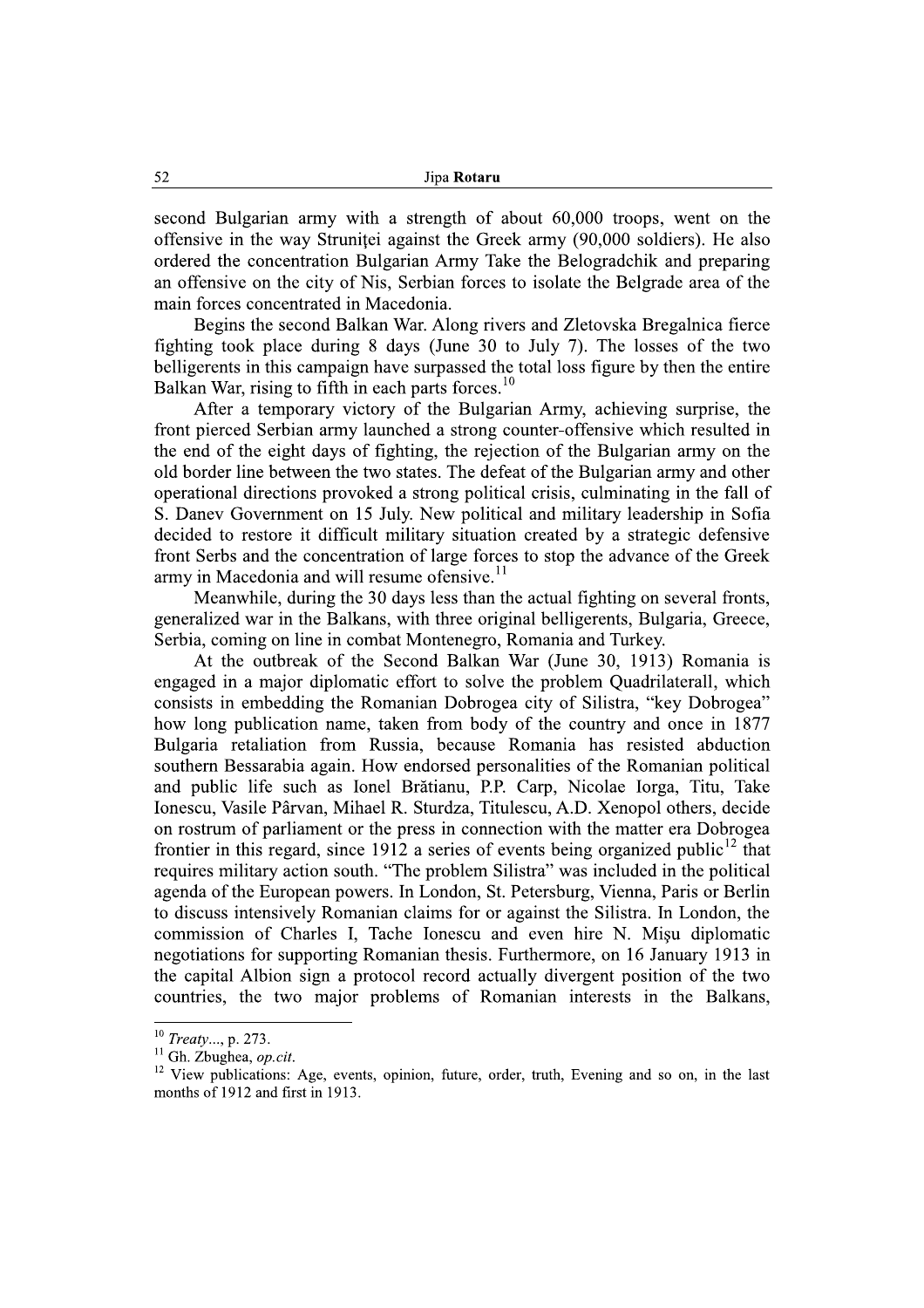second Bulgarian army with a strength of about 60,000 troops, went on the offensive in the way Struniței against the Greek army (90,000 soldiers). He also ordered the concentration Bulgarian Army Take the Belogradchik and preparing an offensive on the city of Nis, Serbian forces to isolate the Belgrade area of the main forces concentrated in Macedonia.

Begins the second Balkan War. Along rivers and Zletovska Bregalnica fierce fighting took place during 8 days (June 30 to July 7). The losses of the two belligerents in this campaign have surpassed the total loss figure by then the entire Balkan War, rising to fifth in each parts forces.[10]

After a temporary victory of the Bulgarian Army, achieving surprise, the front pierced Serbian army launched a strong counter-offensive which resulted in the end of the eight days of fighting, the rejection of the Bulgarian army on the old border line between the two states. The defeat of the Bulgarian army and other operational directions provoked a strong political crisis, culminating in the fall of S. Danev Government on 15 July. New political and military leadership in Sofia decided to restore it difficult military situation created by a strategic defensive front Serbs and the concentration of large forces to stop the advance of the Greek army in Macedonia and will resume ofensive.[11]

Meanwhile, during the 30 days less than the actual fighting on several fronts, generalized war in the Balkans, with three original belligerents, Bulgaria, Greece, Serbia, coming on line in combat Montenegro, Romania and Turkey.

At the outbreak of the Second Balkan War (June 30, 1913) Romania is engaged in a major diplomatic effort to solve the problem Quadrilaterall, which consists in embedding the Romanian Dobrogea city of Silistra, "key Dobrogea" how long publication name, taken from body of the country and once in 1877 Bulgaria retaliation from Russia, because Romania has resisted abduction southern Bessarabia again. How endorsed personalities of the Romanian political and public life such as Ionel Brătianu, P.P. Carp, Nicolae Iorga, Titu, Take Ionescu, Vasile Pârvan, Mihael R. Sturdza, Titulescu, A.D. Xenopol others, decide on rostrum of parliament or the press in connection with the matter era Dobrogea frontier in this regard, since 1912 a series of events being organized public[12] that requires military action south. "The problem Silistra" was included in the political agenda of the European powers. In London, St. Petersburg, Vienna, Paris or Berlin to discuss intensively Romanian claims for or against the Silistra. In London, the commission of Charles I, Tache Ionescu and even hire N. Mişu diplomatic negotiations for supporting Romanian thesis. Furthermore, on 16 January 1913 in the capital Albion sign a protocol record actually divergent position of the two countries, the two major problems of Romanian interests in the Balkans,

---

[10] *Treaty...*, p. 273.

[11] Gh. Zbughea, *op.cit*.

[12] View publications: Age, events, opinion, future, order, truth, Evening and so on, in the last months of 1912 and first in 1913.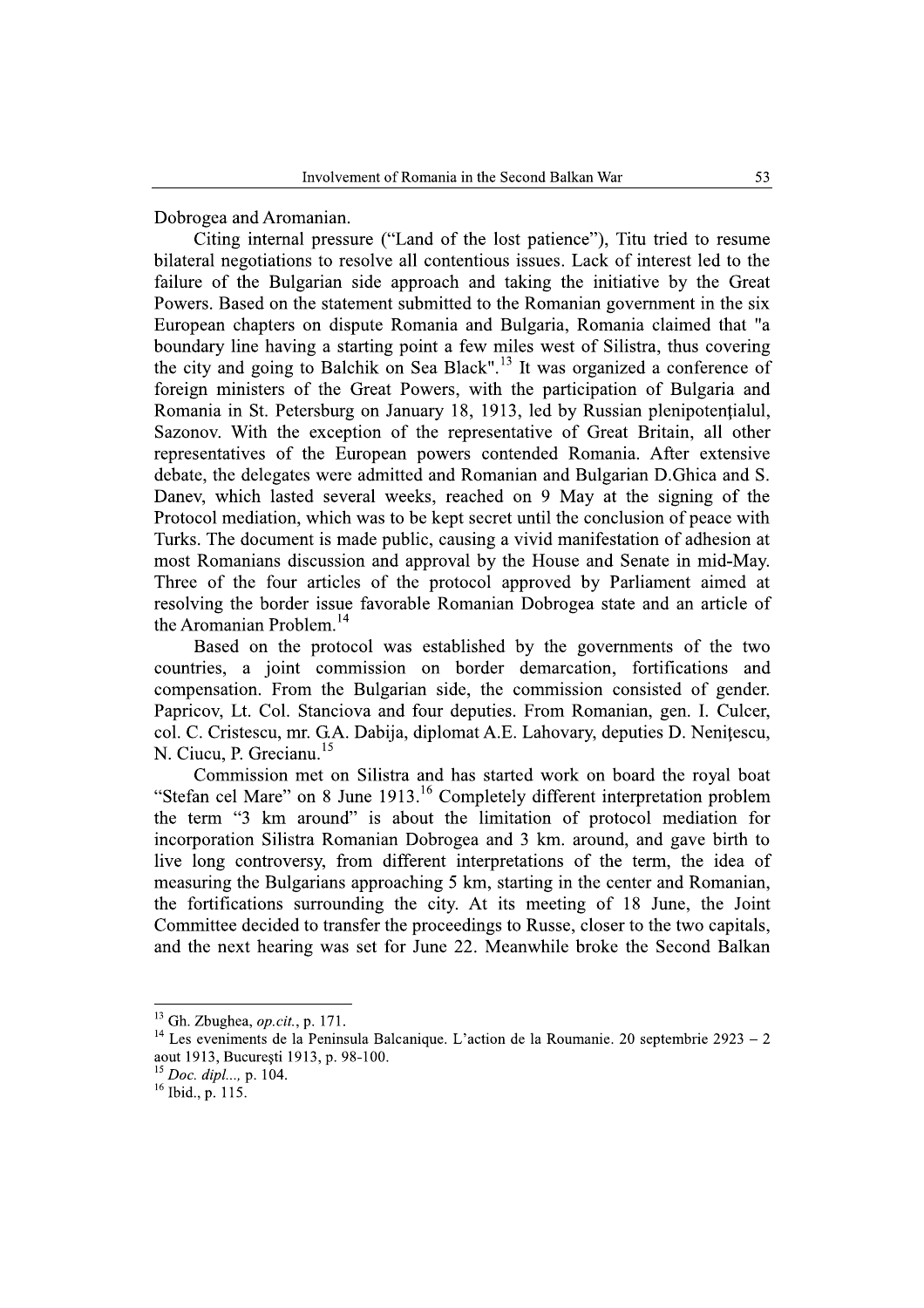Dobrogea and Aromanian.

Citing internal pressure ("Land of the lost patience"), Titu tried to resume bilateral negotiations to resolve all contentious issues. Lack of interest led to the failure of the Bulgarian side approach and taking the initiative by the Great Powers. Based on the statement submitted to the Romanian government in the six European chapters on dispute Romania and Bulgaria, Romania claimed that "a boundary line having a starting point a few miles west of Silistra, thus covering the city and going to Balchik on Sea Black".[13] It was organized a conference of foreign ministers of the Great Powers, with the participation of Bulgaria and Romania in St. Petersburg on January 18, 1913, led by Russian plenipotențialul, Sazonov. With the exception of the representative of Great Britain, all other representatives of the European powers contended Romania. After extensive debate, the delegates were admitted and Romanian and Bulgarian D.Ghica and S. Danev, which lasted several weeks, reached on 9 May at the signing of the Protocol mediation, which was to be kept secret until the conclusion of peace with Turks. The document is made public, causing a vivid manifestation of adhesion at most Romanians discussion and approval by the House and Senate in mid-May. Three of the four articles of the protocol approved by Parliament aimed at resolving the border issue favorable Romanian Dobrogea state and an article of the Aromanian Problem.[14]

Based on the protocol was established by the governments of the two countries, a joint commission on border demarcation, fortifications and compensation. From the Bulgarian side, the commission consisted of gender. Papricov, Lt. Col. Stanciova and four deputies. From Romanian, gen. I. Culcer, col. C. Cristescu, mr. G.A. Dabija, diplomat A.E. Lahovary, deputies D. Nenițescu, N. Ciucu, P. Grecianu.[15]

Commission met on Silistra and has started work on board the royal boat "Stefan cel Mare" on 8 June 1913.[16] Completely different interpretation problem the term "3 km around" is about the limitation of protocol mediation for incorporation Silistra Romanian Dobrogea and 3 km. around, and gave birth to live long controversy, from different interpretations of the term, the idea of measuring the Bulgarians approaching 5 km, starting in the center and Romanian, the fortifications surrounding the city. At its meeting of 18 June, the Joint Committee decided to transfer the proceedings to Russe, closer to the two capitals, and the next hearing was set for June 22. Meanwhile broke the Second Balkan

---

[13] Gh. Zbughea, *op.cit.*, p. 171.

[14] Les eveniments de la Peninsula Balcanique. L'action de la Roumanie. 20 septembrie 2923 – 2 aout 1913, București 1913, p. 98-100.

[15] *Doc. dipl...,* p. 104.

[16] Ibid., p. 115.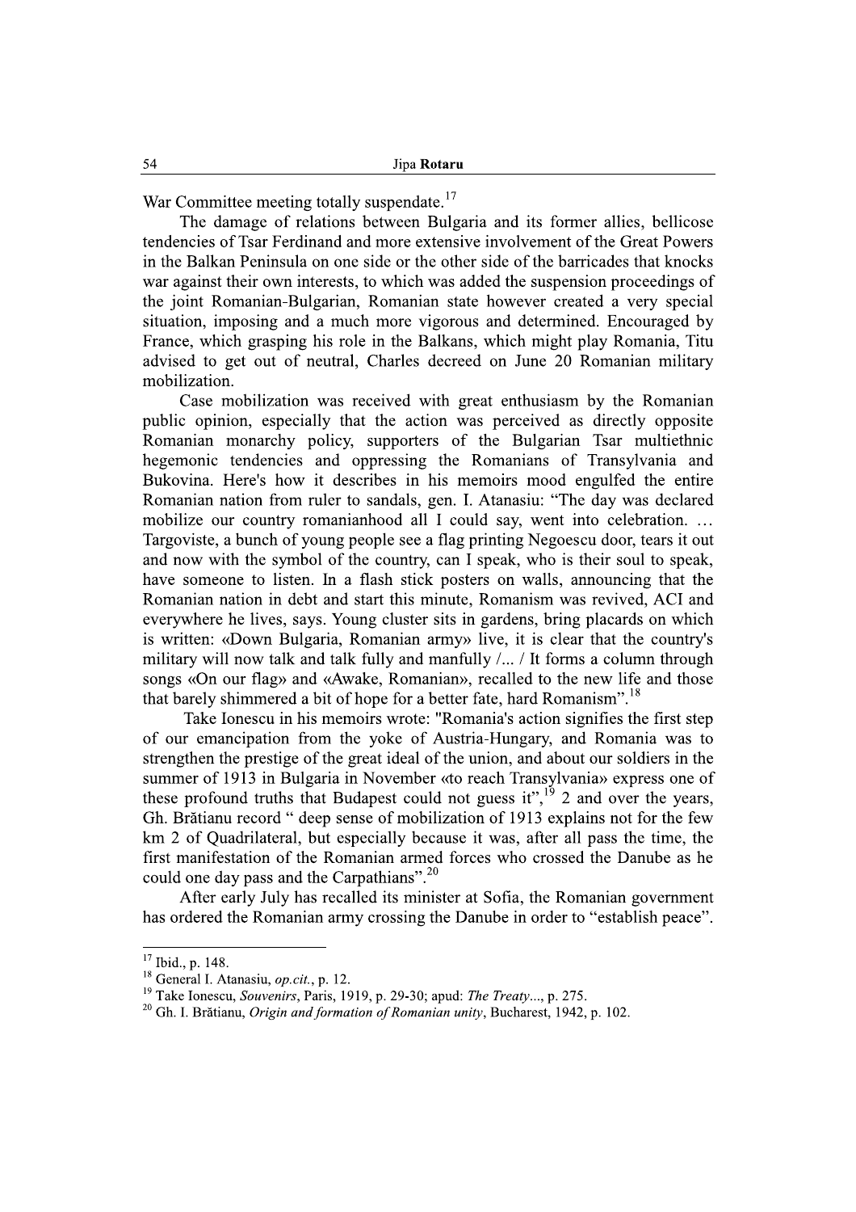War Committee meeting totally suspendate.[17]

The damage of relations between Bulgaria and its former allies, bellicose tendencies of Tsar Ferdinand and more extensive involvement of the Great Powers in the Balkan Peninsula on one side or the other side of the barricades that knocks war against their own interests, to which was added the suspension proceedings of the joint Romanian-Bulgarian, Romanian state however created a very special situation, imposing and a much more vigorous and determined. Encouraged by France, which grasping his role in the Balkans, which might play Romania, Titu advised to get out of neutral, Charles decreed on June 20 Romanian military mobilization.

Case mobilization was received with great enthusiasm by the Romanian public opinion, especially that the action was perceived as directly opposite Romanian monarchy policy, supporters of the Bulgarian Tsar multiethnic hegemonic tendencies and oppressing the Romanians of Transylvania and Bukovina. Here's how it describes in his memoirs mood engulfed the entire Romanian nation from ruler to sandals, gen. I. Atanasiu: "The day was declared mobilize our country romanianhood all I could say, went into celebration. … Targoviste, a bunch of young people see a flag printing Negoescu door, tears it out and now with the symbol of the country, can I speak, who is their soul to speak, have someone to listen. In a flash stick posters on walls, announcing that the Romanian nation in debt and start this minute, Romanism was revived, ACI and everywhere he lives, says. Young cluster sits in gardens, bring placards on which is written: «Down Bulgaria, Romanian army» live, it is clear that the country's military will now talk and talk fully and manfully /... / It forms a column through songs «On our flag» and «Awake, Romanian», recalled to the new life and those that barely shimmered a bit of hope for a better fate, hard Romanism".[18]

Take Ionescu in his memoirs wrote: "Romania's action signifies the first step of our emancipation from the yoke of Austria-Hungary, and Romania was to strengthen the prestige of the great ideal of the union, and about our soldiers in the summer of 1913 in Bulgaria in November «to reach Transylvania» express one of these profound truths that Budapest could not guess it",[19] 2 and over the years, Gh. Brătianu record " deep sense of mobilization of 1913 explains not for the few km 2 of Quadrilateral, but especially because it was, after all pass the time, the first manifestation of the Romanian armed forces who crossed the Danube as he could one day pass and the Carpathians".[20]

After early July has recalled its minister at Sofia, the Romanian government has ordered the Romanian army crossing the Danube in order to "establish peace".

---

[17] Ibid., p. 148.

[18] General I. Atanasiu, *op.cit.*, p. 12.

[19] Take Ionescu, *Souvenirs*, Paris, 1919, p. 29-30; apud: *The Treaty...*, p. 275.

[20] Gh. I. Brătianu, *Origin and formation of Romanian unity*, Bucharest, 1942, p. 102.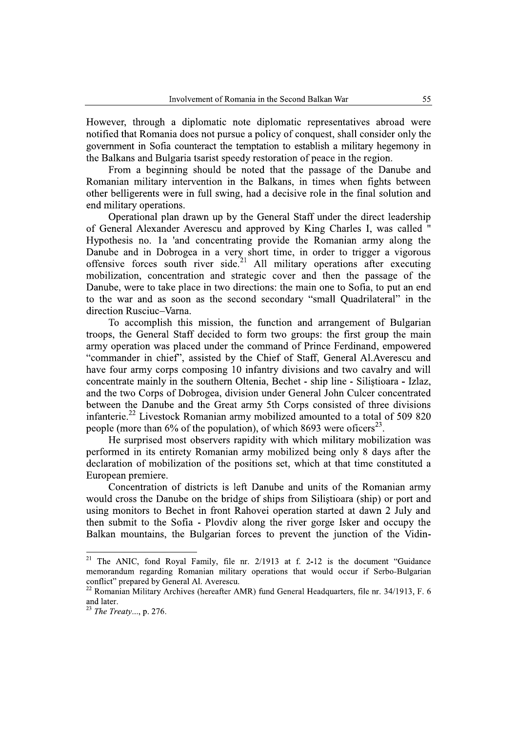However, through a diplomatic note diplomatic representatives abroad were notified that Romania does not pursue a policy of conquest, shall consider only the government in Sofia counteract the temptation to establish a military hegemony in the Balkans and Bulgaria tsarist speedy restoration of peace in the region.

From a beginning should be noted that the passage of the Danube and Romanian military intervention in the Balkans, in times when fights between other belligerents were in full swing, had a decisive role in the final solution and end military operations.

Operational plan drawn up by the General Staff under the direct leadership of General Alexander Averescu and approved by King Charles I, was called " Hypothesis no. 1a 'and concentrating provide the Romanian army along the Danube and in Dobrogea in a very short time, in order to trigger a vigorous offensive forces south river side.[21] All military operations after executing mobilization, concentration and strategic cover and then the passage of the Danube, were to take place in two directions: the main one to Sofia, to put an end to the war and as soon as the second secondary "small Quadrilateral" in the direction Rusciuc–Varna.

To accomplish this mission, the function and arrangement of Bulgarian troops, the General Staff decided to form two groups: the first group the main army operation was placed under the command of Prince Ferdinand, empowered "commander in chief", assisted by the Chief of Staff, General Al.Averescu and have four army corps composing 10 infantry divisions and two cavalry and will concentrate mainly in the southern Oltenia, Bechet - ship line - Siliştioara - Izlaz, and the two Corps of Dobrogea, division under General John Culcer concentrated between the Danube and the Great army 5th Corps consisted of three divisions infanterie.[22] Livestock Romanian army mobilized amounted to a total of 509 820 people (more than 6% of the population), of which 8693 were oficers[23].

He surprised most observers rapidity with which military mobilization was performed in its entirety Romanian army mobilized being only 8 days after the declaration of mobilization of the positions set, which at that time constituted a European premiere.

Concentration of districts is left Danube and units of the Romanian army would cross the Danube on the bridge of ships from Siliştioara (ship) or port and using monitors to Bechet in front Rahovei operation started at dawn 2 July and then submit to the Sofia - Plovdiv along the river gorge Isker and occupy the Balkan mountains, the Bulgarian forces to prevent the junction of the Vidin-

---

[21] The ANIC, fond Royal Family, file nr. 2/1913 at f. 2-12 is the document "Guidance memorandum regarding Romanian military operations that would occur if Serbo-Bulgarian conflict" prepared by General Al. Averescu.

[22] Romanian Military Archives (hereafter AMR) fund General Headquarters, file nr. 34/1913, F. 6 and later.

[23] *The Treaty...*, p. 276.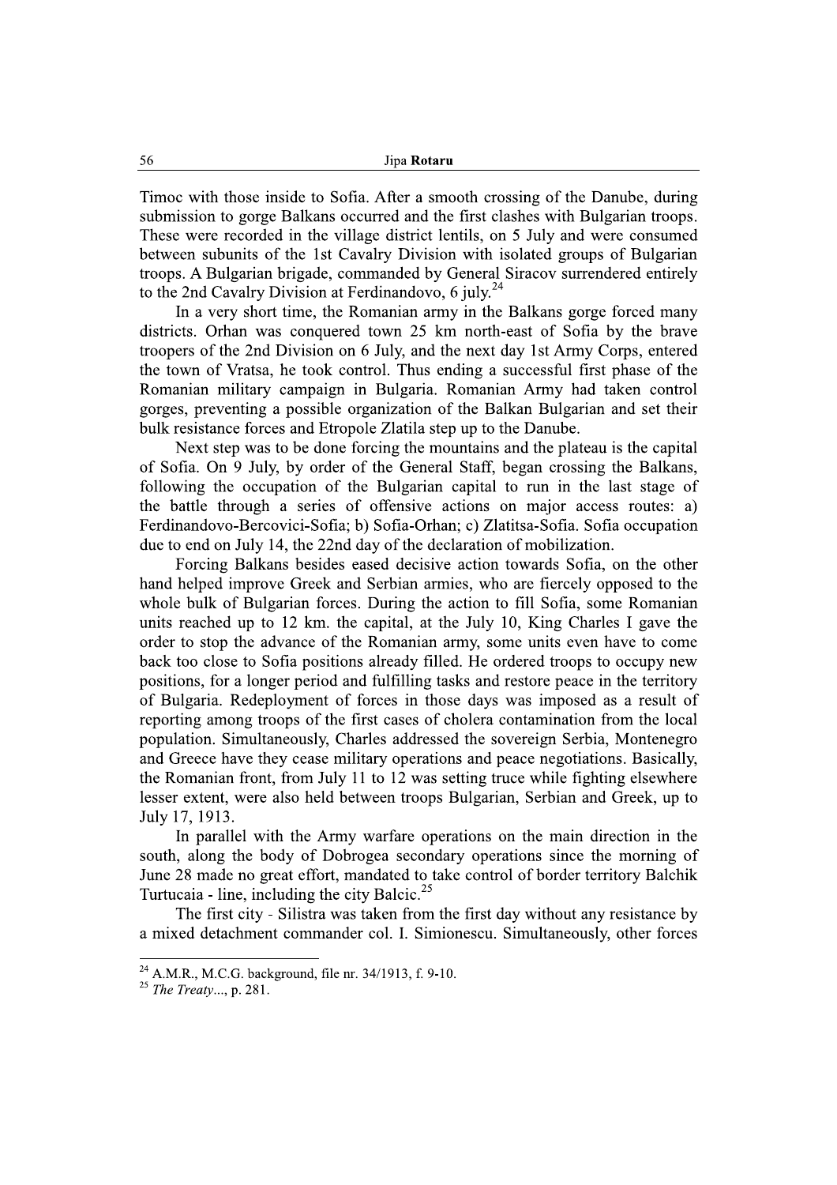Timoc with those inside to Sofia. After a smooth crossing of the Danube, during submission to gorge Balkans occurred and the first clashes with Bulgarian troops. These were recorded in the village district lentils, on 5 July and were consumed between subunits of the 1st Cavalry Division with isolated groups of Bulgarian troops. A Bulgarian brigade, commanded by General Siracov surrendered entirely to the 2nd Cavalry Division at Ferdinandovo, 6 july.[24]

In a very short time, the Romanian army in the Balkans gorge forced many districts. Orhan was conquered town 25 km north-east of Sofia by the brave troopers of the 2nd Division on 6 July, and the next day 1st Army Corps, entered the town of Vratsa, he took control. Thus ending a successful first phase of the Romanian military campaign in Bulgaria. Romanian Army had taken control gorges, preventing a possible organization of the Balkan Bulgarian and set their bulk resistance forces and Etropole Zlatila step up to the Danube.

Next step was to be done forcing the mountains and the plateau is the capital of Sofia. On 9 July, by order of the General Staff, began crossing the Balkans, following the occupation of the Bulgarian capital to run in the last stage of the battle through a series of offensive actions on major access routes: a) Ferdinandovo-Bercovici-Sofia; b) Sofia-Orhan; c) Zlatitsa-Sofia. Sofia occupation due to end on July 14, the 22nd day of the declaration of mobilization.

Forcing Balkans besides eased decisive action towards Sofia, on the other hand helped improve Greek and Serbian armies, who are fiercely opposed to the whole bulk of Bulgarian forces. During the action to fill Sofia, some Romanian units reached up to 12 km. the capital, at the July 10, King Charles I gave the order to stop the advance of the Romanian army, some units even have to come back too close to Sofia positions already filled. He ordered troops to occupy new positions, for a longer period and fulfilling tasks and restore peace in the territory of Bulgaria. Redeployment of forces in those days was imposed as a result of reporting among troops of the first cases of cholera contamination from the local population. Simultaneously, Charles addressed the sovereign Serbia, Montenegro and Greece have they cease military operations and peace negotiations. Basically, the Romanian front, from July 11 to 12 was setting truce while fighting elsewhere lesser extent, were also held between troops Bulgarian, Serbian and Greek, up to July 17, 1913.

In parallel with the Army warfare operations on the main direction in the south, along the body of Dobrogea secondary operations since the morning of June 28 made no great effort, mandated to take control of border territory Balchik Turtucaia - line, including the city Balcic.[25]

The first city - Silistra was taken from the first day without any resistance by a mixed detachment commander col. I. Simionescu. Simultaneously, other forces

---

[24] A.M.R., M.C.G. background, file nr. 34/1913, f. 9-10.

[25] *The Treaty...*, p. 281.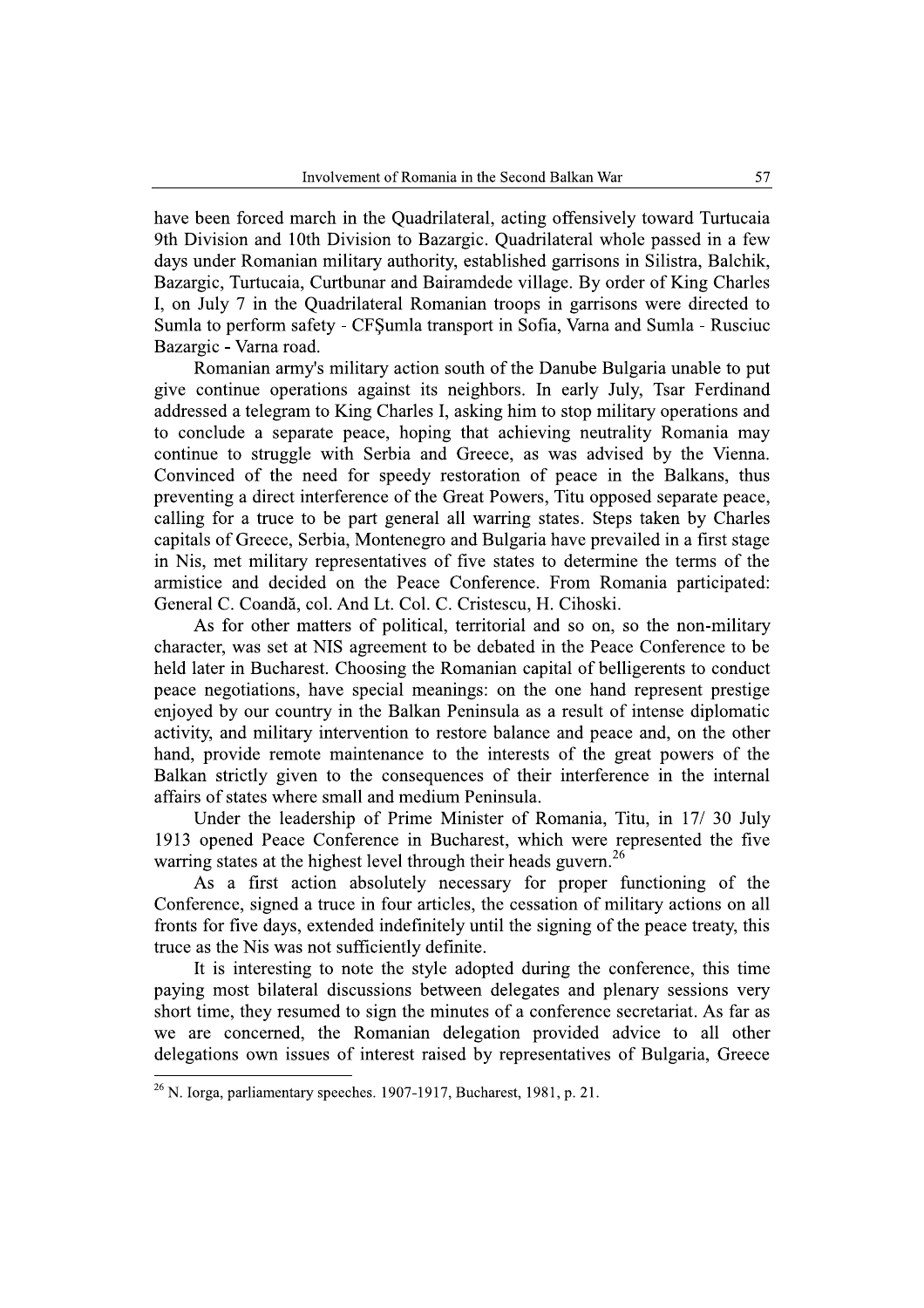have been forced march in the Quadrilateral, acting offensively toward Turtucaia 9th Division and 10th Division to Bazargic. Quadrilateral whole passed in a few days under Romanian military authority, established garrisons in Silistra, Balchik, Bazargic, Turtucaia, Curtbunar and Bairamdede village. By order of King Charles I, on July 7 in the Quadrilateral Romanian troops in garrisons were directed to Sumla to perform safety - CFŞumla transport in Sofia, Varna and Sumla - Rusciuc Bazargic - Varna road.

Romanian army's military action south of the Danube Bulgaria unable to put give continue operations against its neighbors. In early July, Tsar Ferdinand addressed a telegram to King Charles I, asking him to stop military operations and to conclude a separate peace, hoping that achieving neutrality Romania may continue to struggle with Serbia and Greece, as was advised by the Vienna. Convinced of the need for speedy restoration of peace in the Balkans, thus preventing a direct interference of the Great Powers, Titu opposed separate peace, calling for a truce to be part general all warring states. Steps taken by Charles capitals of Greece, Serbia, Montenegro and Bulgaria have prevailed in a first stage in Nis, met military representatives of five states to determine the terms of the armistice and decided on the Peace Conference. From Romania participated: General C. Coandă, col. And Lt. Col. C. Cristescu, H. Cihoski.

As for other matters of political, territorial and so on, so the non-military character, was set at NIS agreement to be debated in the Peace Conference to be held later in Bucharest. Choosing the Romanian capital of belligerents to conduct peace negotiations, have special meanings: on the one hand represent prestige enjoyed by our country in the Balkan Peninsula as a result of intense diplomatic activity, and military intervention to restore balance and peace and, on the other hand, provide remote maintenance to the interests of the great powers of the Balkan strictly given to the consequences of their interference in the internal affairs of states where small and medium Peninsula.

Under the leadership of Prime Minister of Romania, Titu, in 17/ 30 July 1913 opened Peace Conference in Bucharest, which were represented the five warring states at the highest level through their heads guvern.[26]

As a first action absolutely necessary for proper functioning of the Conference, signed a truce in four articles, the cessation of military actions on all fronts for five days, extended indefinitely until the signing of the peace treaty, this truce as the Nis was not sufficiently definite.

It is interesting to note the style adopted during the conference, this time paying most bilateral discussions between delegates and plenary sessions very short time, they resumed to sign the minutes of a conference secretariat. As far as we are concerned, the Romanian delegation provided advice to all other delegations own issues of interest raised by representatives of Bulgaria, Greece

---

[26] N. Iorga, parliamentary speeches. 1907-1917, Bucharest, 1981, p. 21.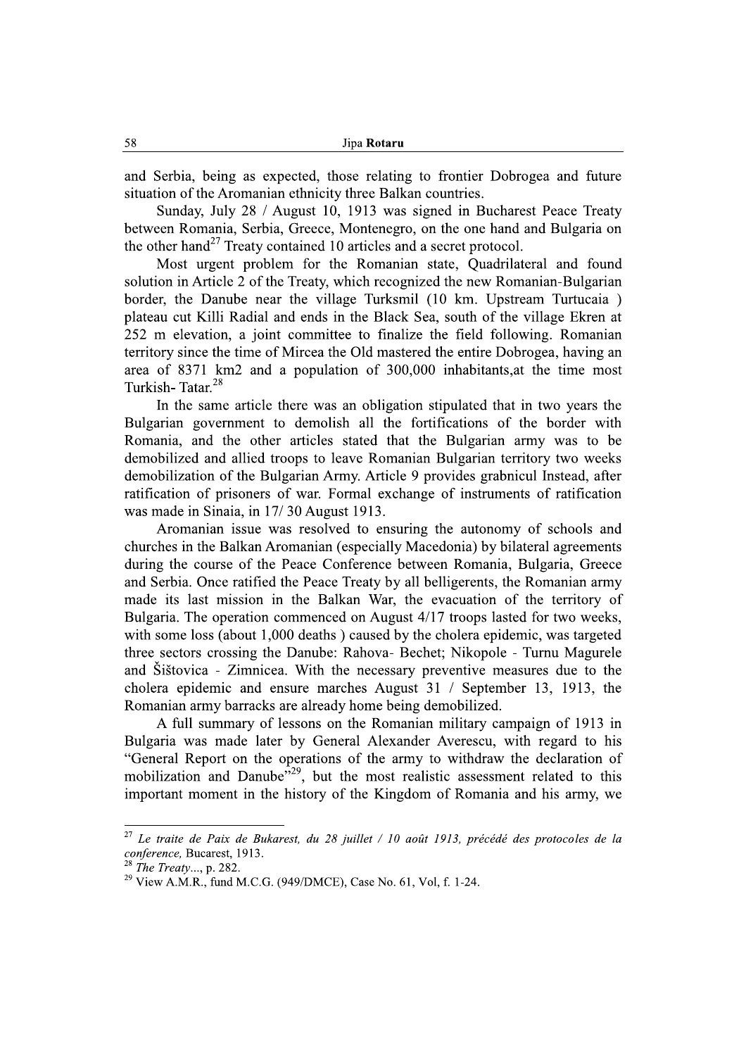and Serbia, being as expected, those relating to frontier Dobrogea and future situation of the Aromanian ethnicity three Balkan countries.

Sunday, July 28 / August 10, 1913 was signed in Bucharest Peace Treaty between Romania, Serbia, Greece, Montenegro, on the one hand and Bulgaria on the other hand[27] Treaty contained 10 articles and a secret protocol.

Most urgent problem for the Romanian state, Quadrilateral and found solution in Article 2 of the Treaty, which recognized the new Romanian-Bulgarian border, the Danube near the village Turksmil (10 km. Upstream Turtucaia ) plateau cut Killi Radial and ends in the Black Sea, south of the village Ekren at 252 m elevation, a joint committee to finalize the field following. Romanian territory since the time of Mircea the Old mastered the entire Dobrogea, having an area of 8371 km2 and a population of 300,000 inhabitants,at the time most Turkish- Tatar.[28]

In the same article there was an obligation stipulated that in two years the Bulgarian government to demolish all the fortifications of the border with Romania, and the other articles stated that the Bulgarian army was to be demobilized and allied troops to leave Romanian Bulgarian territory two weeks demobilization of the Bulgarian Army. Article 9 provides grabnicul Instead, after ratification of prisoners of war. Formal exchange of instruments of ratification was made in Sinaia, in 17/ 30 August 1913.

Aromanian issue was resolved to ensuring the autonomy of schools and churches in the Balkan Aromanian (especially Macedonia) by bilateral agreements during the course of the Peace Conference between Romania, Bulgaria, Greece and Serbia. Once ratified the Peace Treaty by all belligerents, the Romanian army made its last mission in the Balkan War, the evacuation of the territory of Bulgaria. The operation commenced on August 4/17 troops lasted for two weeks, with some loss (about 1,000 deaths ) caused by the cholera epidemic, was targeted three sectors crossing the Danube: Rahova- Bechet; Nikopole - Turnu Magurele and Šištovica - Zimnicea. With the necessary preventive measures due to the cholera epidemic and ensure marches August 31 / September 13, 1913, the Romanian army barracks are already home being demobilized.

A full summary of lessons on the Romanian military campaign of 1913 in Bulgaria was made later by General Alexander Averescu, with regard to his "General Report on the operations of the army to withdraw the declaration of mobilization and Danube"[29], but the most realistic assessment related to this important moment in the history of the Kingdom of Romania and his army, we

---

[27] *Le traite de Paix de Bukarest, du 28 juillet / 10 août 1913, précédé des protocoles de la conference,* Bucarest, 1913.

[28] *The Treaty*..., p. 282.

[29] View A.M.R., fund M.C.G. (949/DMCE), Case No. 61, Vol, f. 1-24.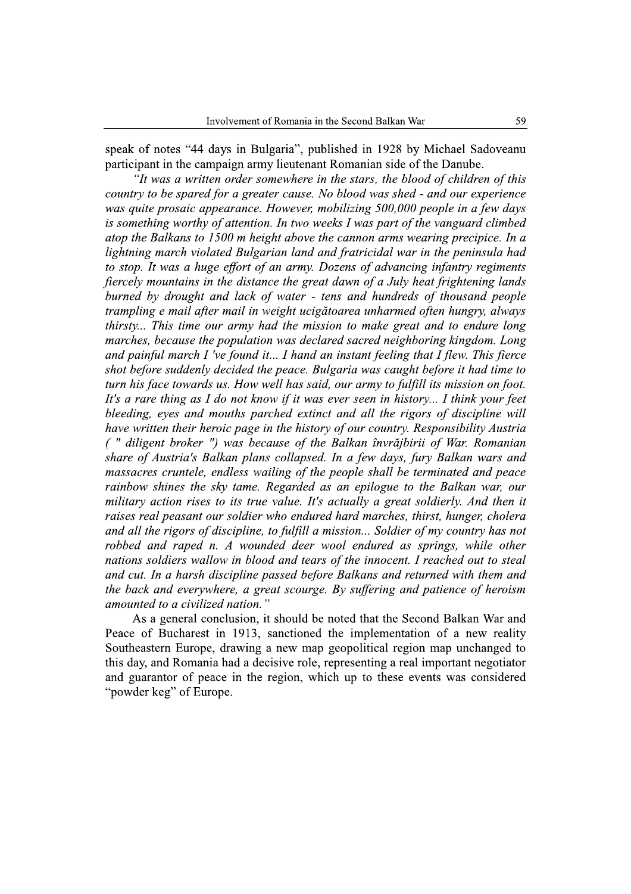speak of notes “44 days in Bulgaria”, published in 1928 by Michael Sadoveanu participant in the campaign army lieutenant Romanian side of the Danube.

*“It was a written order somewhere in the stars, the blood of children of this country to be spared for a greater cause. No blood was shed - and our experience was quite prosaic appearance. However, mobilizing 500,000 people in a few days is something worthy of attention. In two weeks I was part of the vanguard climbed atop the Balkans to 1500 m height above the cannon arms wearing precipice. In a lightning march violated Bulgarian land and fratricidal war in the peninsula had to stop. It was a huge effort of an army. Dozens of advancing infantry regiments fiercely mountains in the distance the great dawn of a July heat frightening lands burned by drought and lack of water - tens and hundreds of thousand people trampling e mail after mail in weight ucigătoarea unharmed often hungry, always thirsty... This time our army had the mission to make great and to endure long marches, because the population was declared sacred neighboring kingdom. Long and painful march I 've found it... I hand an instant feeling that I flew. This fierce shot before suddenly decided the peace. Bulgaria was caught before it had time to turn his face towards us. How well has said, our army to fulfill its mission on foot. It's a rare thing as I do not know if it was ever seen in history... I think your feet bleeding, eyes and mouths parched extinct and all the rigors of discipline will have written their heroic page in the history of our country. Responsibility Austria ( " diligent broker ") was because of the Balkan învrăjbirii of War. Romanian share of Austria's Balkan plans collapsed. In a few days, fury Balkan wars and massacres cruntele, endless wailing of the people shall be terminated and peace rainbow shines the sky tame. Regarded as an epilogue to the Balkan war, our military action rises to its true value. It's actually a great soldierly. And then it raises real peasant our soldier who endured hard marches, thirst, hunger, cholera and all the rigors of discipline, to fulfill a mission... Soldier of my country has not robbed and raped n. A wounded deer wool endured as springs, while other nations soldiers wallow in blood and tears of the innocent. I reached out to steal and cut. In a harsh discipline passed before Balkans and returned with them and the back and everywhere, a great scourge. By suffering and patience of heroism amounted to a civilized nation.”*

As a general conclusion, it should be noted that the Second Balkan War and Peace of Bucharest in 1913, sanctioned the implementation of a new reality Southeastern Europe, drawing a new map geopolitical region map unchanged to this day, and Romania had a decisive role, representing a real important negotiator and guarantor of peace in the region, which up to these events was considered “powder keg” of Europe.